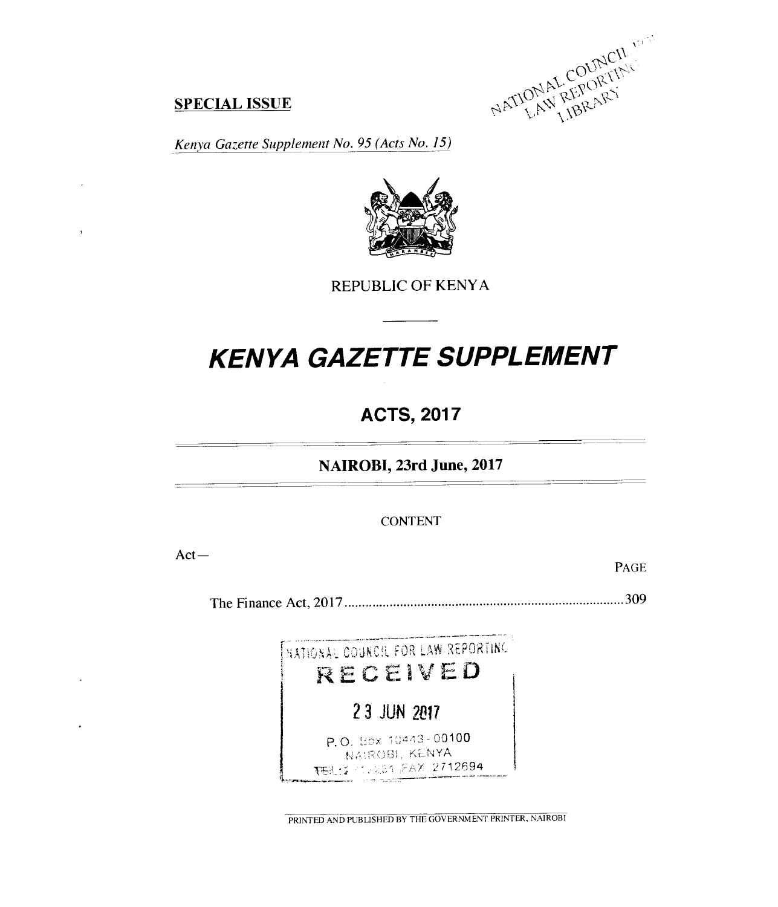**SPECIAL ISSUE**

*Kenya Gazette Supplement No. 95 (Acts No. 15)*

REPUBLIC OF KENYA

# KENYA GAZETTE SUPPLEMENT

## ACTS, 2017

**NAIROBI, 23rd June, 2017**

CONTENT

Act—

PAGE

The Finance Act, 2017 ........................................................................................ 309

NATIONAL COUNCIL FOR LAW REPORTING
RECEIVED
23 JUN 2017
P.O. Box 10443 - 00100
NAIROBI, KENYA
TEL: 2 ... FAX 2712694

PRINTED AND PUBLISHED BY THE GOVERNMENT PRINTER, NAIROBI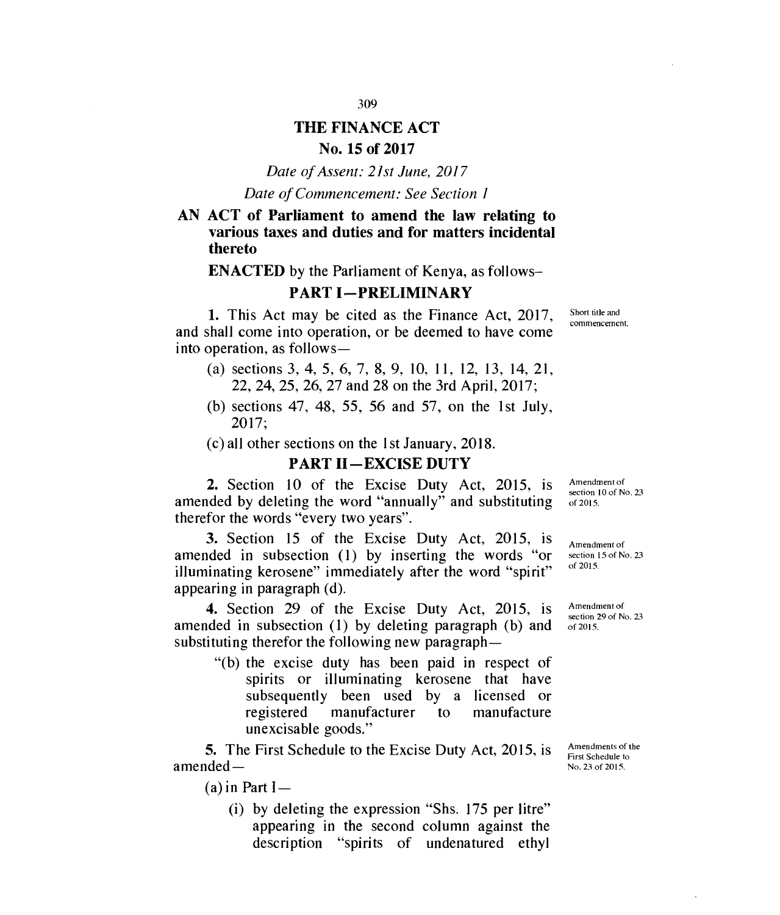# THE FINANCE ACT

## No. 15 of 2017

*Date of Assent: 21st June, 2017*

*Date of Commencement: See Section 1*

**AN ACT of Parliament to amend the law relating to various taxes and duties and for matters incidental thereto**

**ENACTED** by the Parliament of Kenya, as follows–

## PART I—PRELIMINARY

Short title and commencement.

**1.** This Act may be cited as the Finance Act, 2017, and shall come into operation, or be deemed to have come into operation, as follows—

(a) sections 3, 4, 5, 6, 7, 8, 9, 10, 11, 12, 13, 14, 21, 22, 24, 25, 26, 27 and 28 on the 3rd April, 2017;

(b) sections 47, 48, 55, 56 and 57, on the 1st July, 2017;

(c) all other sections on the 1st January, 2018.

## PART II—EXCISE DUTY

Amendment of section 10 of No. 23 of 2015.

**2.** Section 10 of the Excise Duty Act, 2015, is amended by deleting the word "annually" and substituting therefor the words "every two years".

Amendment of section 15 of No. 23 of 2015.

**3.** Section 15 of the Excise Duty Act, 2015, is amended in subsection (1) by inserting the words "or illuminating kerosene" immediately after the word "spirit" appearing in paragraph (d).

Amendment of section 29 of No. 23 of 2015.

**4.** Section 29 of the Excise Duty Act, 2015, is amended in subsection (1) by deleting paragraph (b) and substituting therefor the following new paragraph—

"(b) the excise duty has been paid in respect of spirits or illuminating kerosene that have subsequently been used by a licensed or registered manufacturer to manufacture unexcisable goods."

Amendments of the First Schedule to No. 23 of 2015.

**5.** The First Schedule to the Excise Duty Act, 2015, is amended—

(a) in Part I—

(i) by deleting the expression "Shs. 175 per litre" appearing in the second column against the description "spirits of undenatured ethyl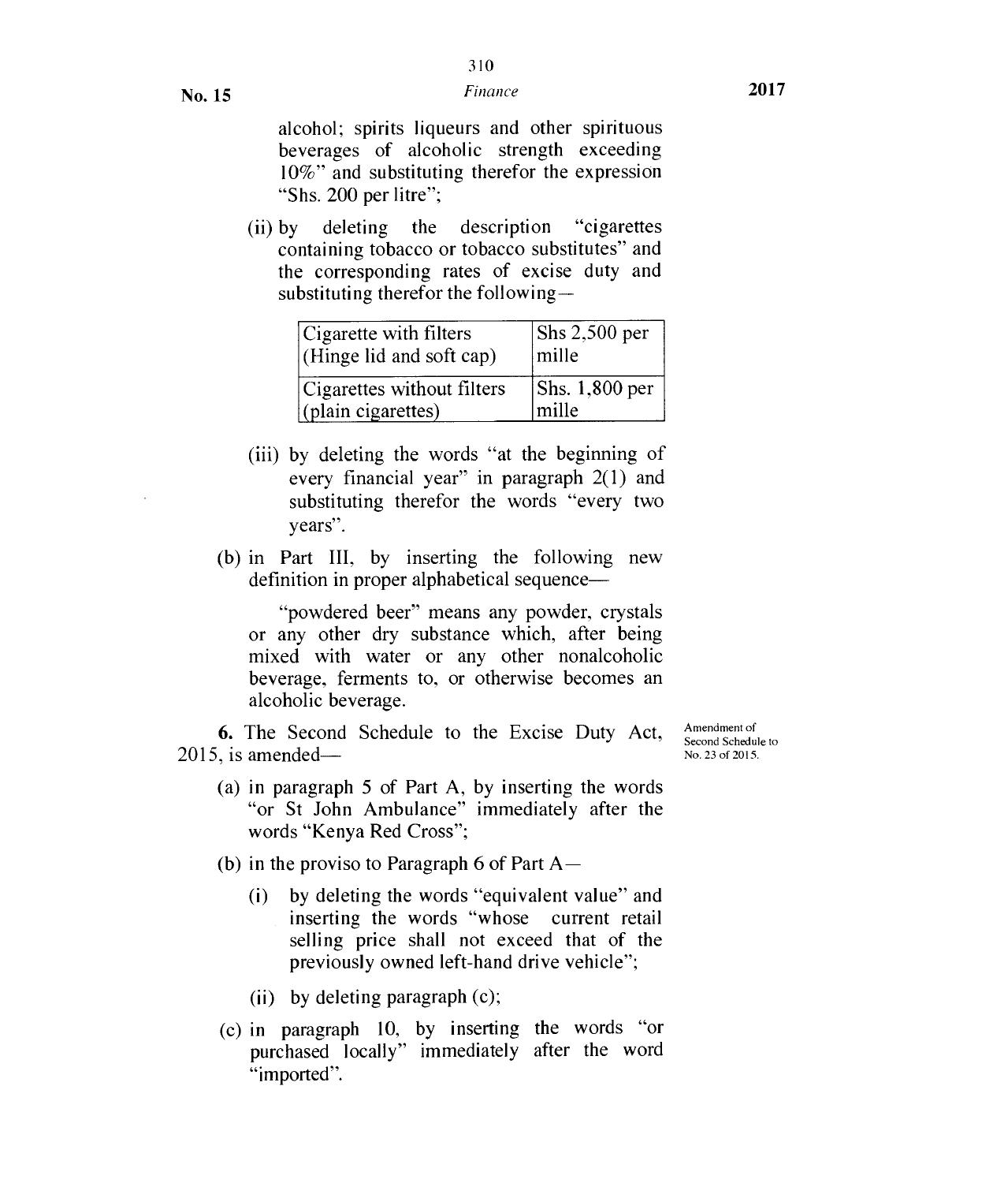alcohol; spirits liqueurs and other spirituous beverages of alcoholic strength exceeding 10%" and substituting therefor the expression "Shs. 200 per litre";

(ii) by deleting the description "cigarettes containing tobacco or tobacco substitutes" and the corresponding rates of excise duty and substituting therefor the following—

| Cigarette with filters (Hinge lid and soft cap) | Shs 2,500 per mille |
|---|---|
| Cigarettes without filters (plain cigarettes) | Shs. 1,800 per mille |

(iii) by deleting the words "at the beginning of every financial year" in paragraph 2(1) and substituting therefor the words "every two years".

(b) in Part III, by inserting the following new definition in proper alphabetical sequence—

"powdered beer" means any powder, crystals or any other dry substance which, after being mixed with water or any other nonalcoholic beverage, ferments to, or otherwise becomes an alcoholic beverage.

Amendment of Second Schedule to No. 23 of 2015.

**6.** The Second Schedule to the Excise Duty Act, 2015, is amended—

(a) in paragraph 5 of Part A, by inserting the words "or St John Ambulance" immediately after the words "Kenya Red Cross";

(b) in the proviso to Paragraph 6 of Part A—

(i) by deleting the words "equivalent value" and inserting the words "whose current retail selling price shall not exceed that of the previously owned left-hand drive vehicle";

(ii) by deleting paragraph (c);

(c) in paragraph 10, by inserting the words "or purchased locally" immediately after the word "imported".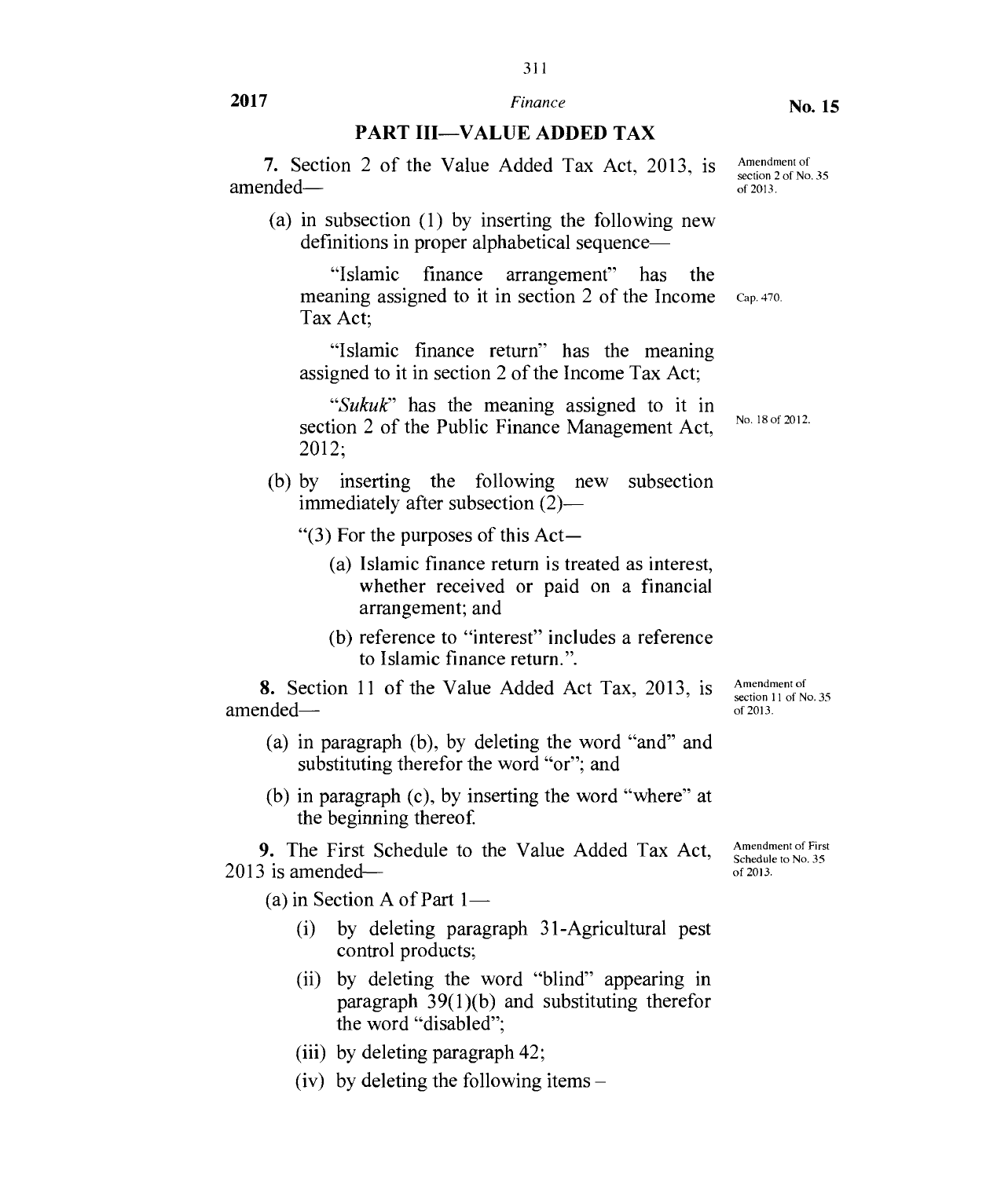## PART III—VALUE ADDED TAX

**7.** Section 2 of the Value Added Tax Act, 2013, is amended—

Amendment of section 2 of No. 35 of 2013.

(a) in subsection (1) by inserting the following new definitions in proper alphabetical sequence—

"Islamic finance arrangement" has the meaning assigned to it in section 2 of the Income Tax Act;

Cap. 470.

"Islamic finance return" has the meaning assigned to it in section 2 of the Income Tax Act;

"*Sukuk*" has the meaning assigned to it in section 2 of the Public Finance Management Act, 2012;

No. 18 of 2012.

(b) by inserting the following new subsection immediately after subsection (2)—

"(3) For the purposes of this Act—

(a) Islamic finance return is treated as interest, whether received or paid on a financial arrangement; and

(b) reference to "interest" includes a reference to Islamic finance return.".

**8.** Section 11 of the Value Added Act Tax, 2013, is amended—

Amendment of section 11 of No. 35 of 2013.

(a) in paragraph (b), by deleting the word "and" and substituting therefor the word "or"; and

(b) in paragraph (c), by inserting the word "where" at the beginning thereof.

**9.** The First Schedule to the Value Added Tax Act, 2013 is amended—

Amendment of First Schedule to No. 35 of 2013.

(a) in Section A of Part 1—

(i) by deleting paragraph 31-Agricultural pest control products;

(ii) by deleting the word "blind" appearing in paragraph 39(1)(b) and substituting therefor the word "disabled";

(iii) by deleting paragraph 42;

(iv) by deleting the following items –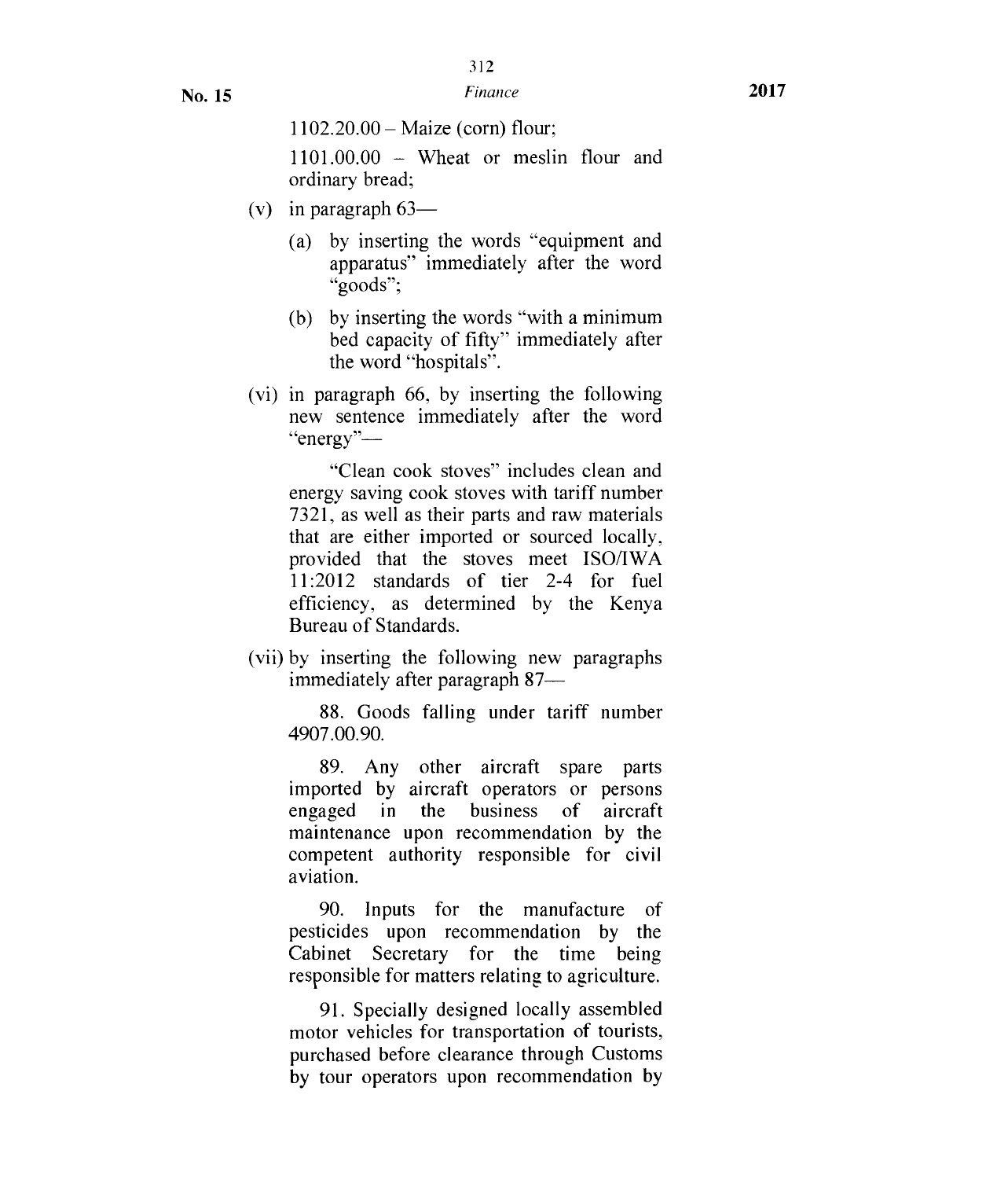1102.20.00 – Maize (corn) flour;

1101.00.00 – Wheat or meslin flour and ordinary bread;

(v) in paragraph 63—

(a) by inserting the words "equipment and apparatus" immediately after the word "goods";

(b) by inserting the words "with a minimum bed capacity of fifty" immediately after the word "hospitals".

(vi) in paragraph 66, by inserting the following new sentence immediately after the word "energy"—

"Clean cook stoves" includes clean and energy saving cook stoves with tariff number 7321, as well as their parts and raw materials that are either imported or sourced locally, provided that the stoves meet ISO/IWA 11:2012 standards of tier 2-4 for fuel efficiency, as determined by the Kenya Bureau of Standards.

(vii) by inserting the following new paragraphs immediately after paragraph 87—

88. Goods falling under tariff number 4907.00.90.

89. Any other aircraft spare parts imported by aircraft operators or persons engaged in the business of aircraft maintenance upon recommendation by the competent authority responsible for civil aviation.

90. Inputs for the manufacture of pesticides upon recommendation by the Cabinet Secretary for the time being responsible for matters relating to agriculture.

91. Specially designed locally assembled motor vehicles for transportation of tourists, purchased before clearance through Customs by tour operators upon recommendation by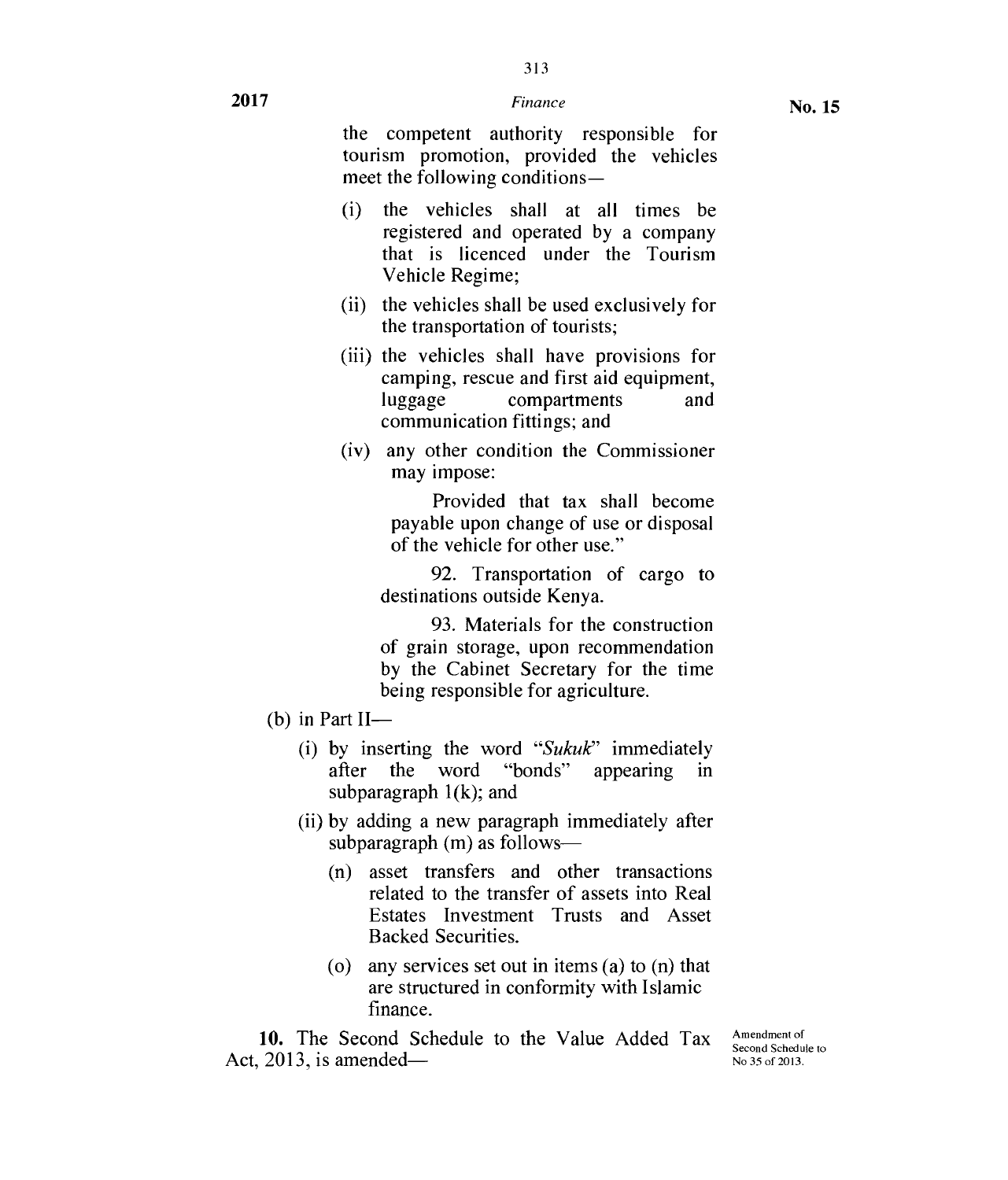the competent authority responsible for tourism promotion, provided the vehicles meet the following conditions—

(i) the vehicles shall at all times be registered and operated by a company that is licenced under the Tourism Vehicle Regime;

(ii) the vehicles shall be used exclusively for the transportation of tourists;

(iii) the vehicles shall have provisions for camping, rescue and first aid equipment, luggage compartments and communication fittings; and

(iv) any other condition the Commissioner may impose:

Provided that tax shall become payable upon change of use or disposal of the vehicle for other use."

92. Transportation of cargo to destinations outside Kenya.

93. Materials for the construction of grain storage, upon recommendation by the Cabinet Secretary for the time being responsible for agriculture.

(b) in Part II—

(i) by inserting the word "*Sukuk*" immediately after the word "bonds" appearing in subparagraph 1(k); and

(ii) by adding a new paragraph immediately after subparagraph (m) as follows—

(n) asset transfers and other transactions related to the transfer of assets into Real Estates Investment Trusts and Asset Backed Securities.

(o) any services set out in items (a) to (n) that are structured in conformity with Islamic finance.

**10.** The Second Schedule to the Value Added Tax Act, 2013, is amended—

Amendment of Second Schedule to No 35 of 2013.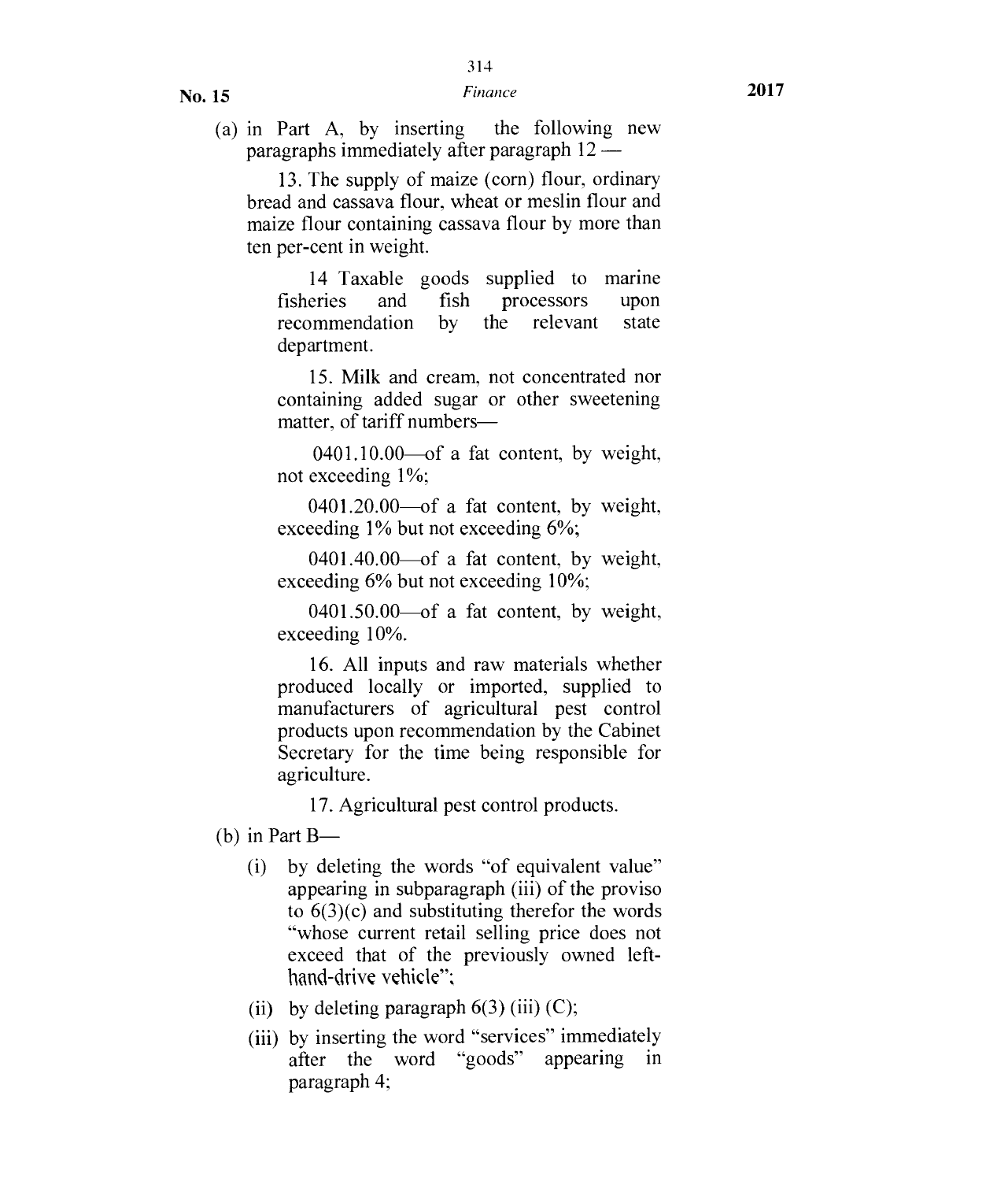(a) in Part A, by inserting the following new paragraphs immediately after paragraph 12 —

13. The supply of maize (corn) flour, ordinary bread and cassava flour, wheat or meslin flour and maize flour containing cassava flour by more than ten per-cent in weight.

14 Taxable goods supplied to marine fisheries and fish processors upon recommendation by the relevant state department.

15. Milk and cream, not concentrated nor containing added sugar or other sweetening matter, of tariff numbers—

0401.10.00—of a fat content, by weight, not exceeding 1%;

0401.20.00—of a fat content, by weight, exceeding 1% but not exceeding 6%;

0401.40.00—of a fat content, by weight, exceeding 6% but not exceeding 10%;

0401.50.00—of a fat content, by weight, exceeding 10%.

16. All inputs and raw materials whether produced locally or imported, supplied to manufacturers of agricultural pest control products upon recommendation by the Cabinet Secretary for the time being responsible for agriculture.

17. Agricultural pest control products.

(b) in Part B—

(i) by deleting the words "of equivalent value" appearing in subparagraph (iii) of the proviso to 6(3)(c) and substituting therefor the words "whose current retail selling price does not exceed that of the previously owned left-hand-drive vehicle";

(ii) by deleting paragraph 6(3) (iii) (C);

(iii) by inserting the word "services" immediately after the word "goods" appearing in paragraph 4;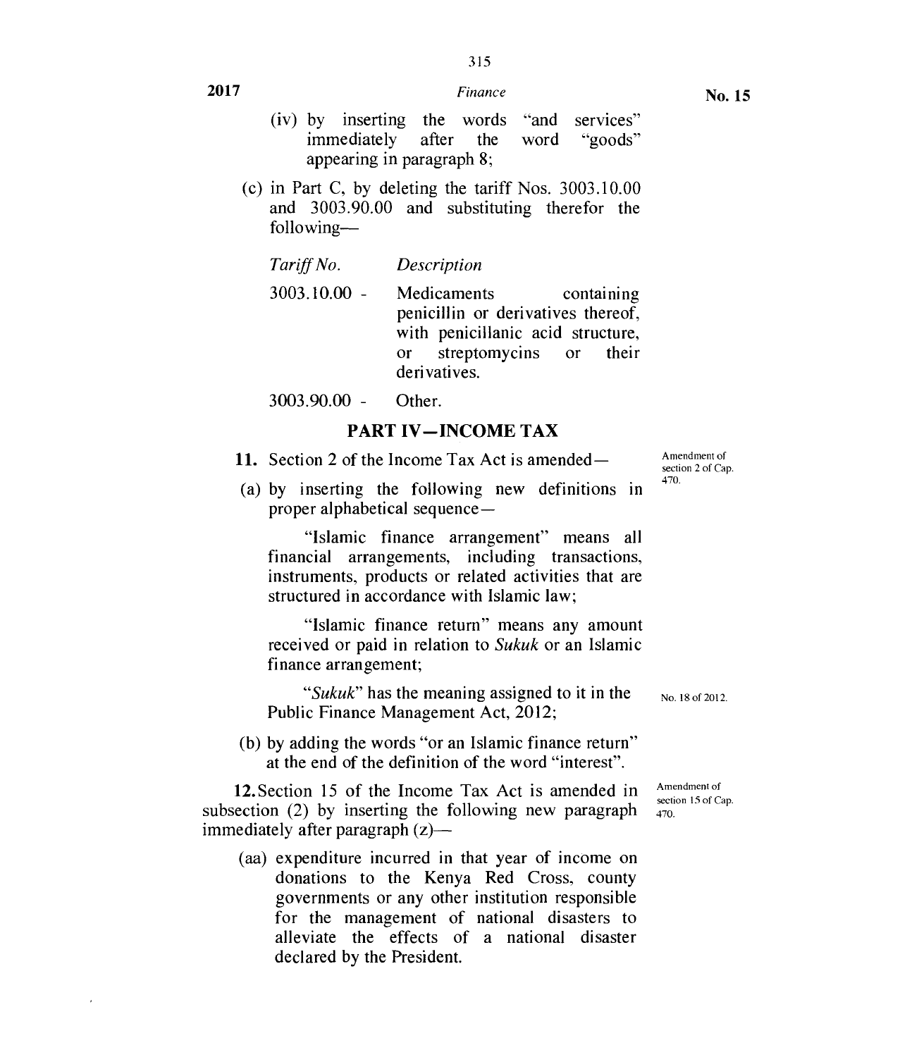(iv) by inserting the words "and services" immediately after the word "goods" appearing in paragraph 8;

(c) in Part C, by deleting the tariff Nos. 3003.10.00 and 3003.90.00 and substituting therefor the following—

| *Tariff No.* | *Description* |
|---|---|
| 3003.10.00 - | Medicaments containing penicillin or derivatives thereof, with penicillanic acid structure, or streptomycins or their derivatives. |
| 3003.90.00 - | Other. |

## PART IV—INCOME TAX

**11.** Section 2 of the Income Tax Act is amended—

Amendment of section 2 of Cap. 470.

(a) by inserting the following new definitions in proper alphabetical sequence—

"Islamic finance arrangement" means all financial arrangements, including transactions, instruments, products or related activities that are structured in accordance with Islamic law;

"Islamic finance return" means any amount received or paid in relation to *Sukuk* or an Islamic finance arrangement;

"*Sukuk*" has the meaning assigned to it in the Public Finance Management Act, 2012;

No. 18 of 2012.

(b) by adding the words "or an Islamic finance return" at the end of the definition of the word "interest".

**12.** Section 15 of the Income Tax Act is amended in subsection (2) by inserting the following new paragraph immediately after paragraph (z)—

Amendment of section 15 of Cap. 470.

(aa) expenditure incurred in that year of income on donations to the Kenya Red Cross, county governments or any other institution responsible for the management of national disasters to alleviate the effects of a national disaster declared by the President.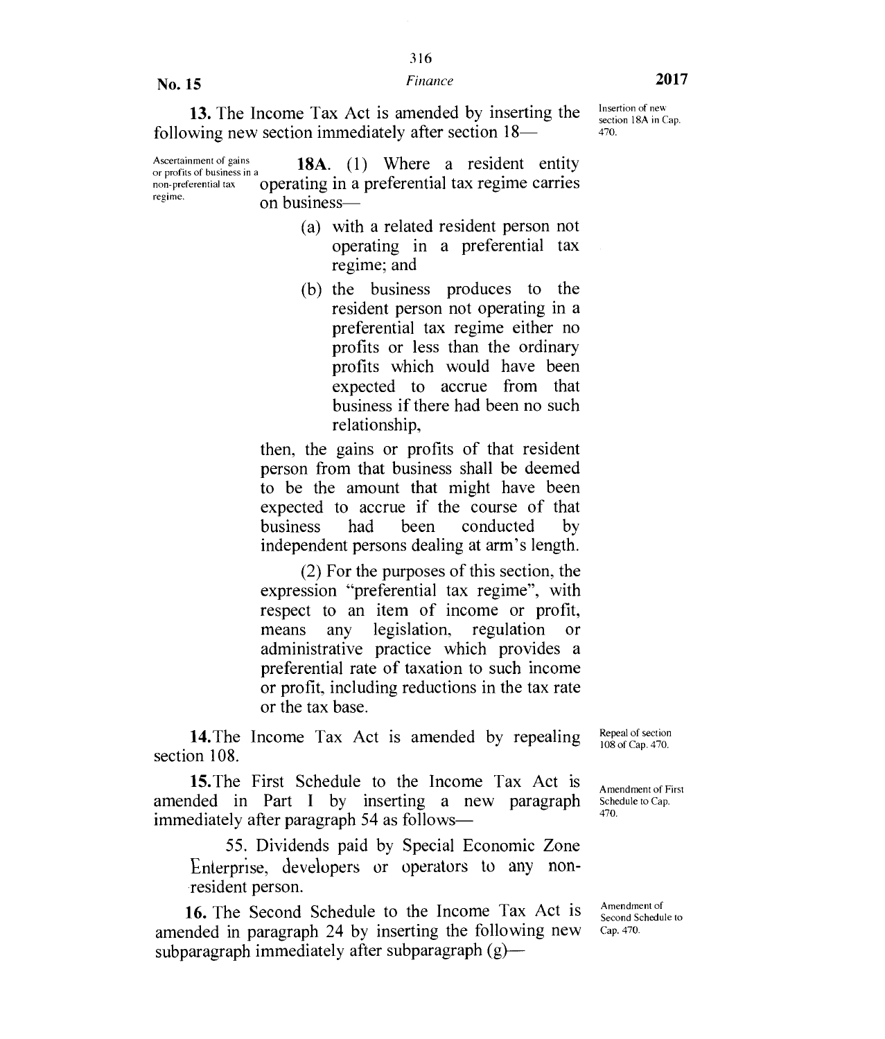**13.** The Income Tax Act is amended by inserting the following new section immediately after section 18—

Insertion of new section 18A in Cap. 470.

Ascertainment of gains or profits of business in a non-preferential tax regime.

**18A.** (1) Where a resident entity operating in a preferential tax regime carries on business—

(a) with a related resident person not operating in a preferential tax regime; and

(b) the business produces to the resident person not operating in a preferential tax regime either no profits or less than the ordinary profits which would have been expected to accrue from that business if there had been no such relationship,

then, the gains or profits of that resident person from that business shall be deemed to be the amount that might have been expected to accrue if the course of that business had been conducted by independent persons dealing at arm's length.

(2) For the purposes of this section, the expression "preferential tax regime", with respect to an item of income or profit, means any legislation, regulation or administrative practice which provides a preferential rate of taxation to such income or profit, including reductions in the tax rate or the tax base.

**14.** The Income Tax Act is amended by repealing section 108.

Repeal of section 108 of Cap. 470.

**15.** The First Schedule to the Income Tax Act is amended in Part I by inserting a new paragraph immediately after paragraph 54 as follows—

Amendment of First Schedule to Cap. 470.

55. Dividends paid by Special Economic Zone Enterprise, developers or operators to any non-resident person.

**16.** The Second Schedule to the Income Tax Act is amended in paragraph 24 by inserting the following new subparagraph immediately after subparagraph (g)—

Amendment of Second Schedule to Cap. 470.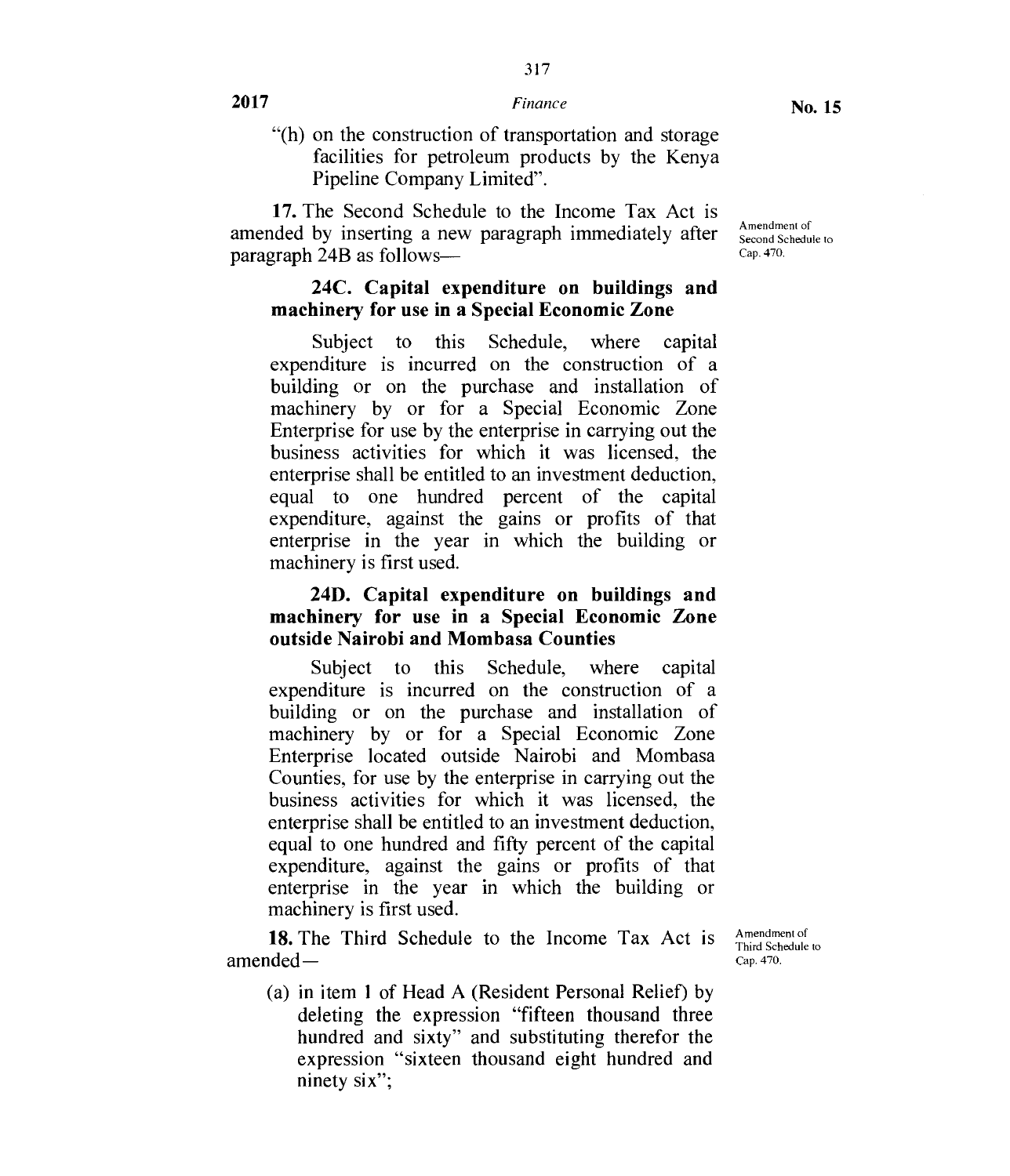"(h) on the construction of transportation and storage facilities for petroleum products by the Kenya Pipeline Company Limited".

**17.** The Second Schedule to the Income Tax Act is amended by inserting a new paragraph immediately after paragraph 24B as follows—

Amendment of Second Schedule to Cap. 470.

**24C. Capital expenditure on buildings and machinery for use in a Special Economic Zone**

Subject to this Schedule, where capital expenditure is incurred on the construction of a building or on the purchase and installation of machinery by or for a Special Economic Zone Enterprise for use by the enterprise in carrying out the business activities for which it was licensed, the enterprise shall be entitled to an investment deduction, equal to one hundred percent of the capital expenditure, against the gains or profits of that enterprise in the year in which the building or machinery is first used.

**24D. Capital expenditure on buildings and machinery for use in a Special Economic Zone outside Nairobi and Mombasa Counties**

Subject to this Schedule, where capital expenditure is incurred on the construction of a building or on the purchase and installation of machinery by or for a Special Economic Zone Enterprise located outside Nairobi and Mombasa Counties, for use by the enterprise in carrying out the business activities for which it was licensed, the enterprise shall be entitled to an investment deduction, equal to one hundred and fifty percent of the capital expenditure, against the gains or profits of that enterprise in the year in which the building or machinery is first used.

**18.** The Third Schedule to the Income Tax Act is amended—

Amendment of Third Schedule to Cap. 470.

(a) in item 1 of Head A (Resident Personal Relief) by deleting the expression "fifteen thousand three hundred and sixty" and substituting therefor the expression "sixteen thousand eight hundred and ninety six";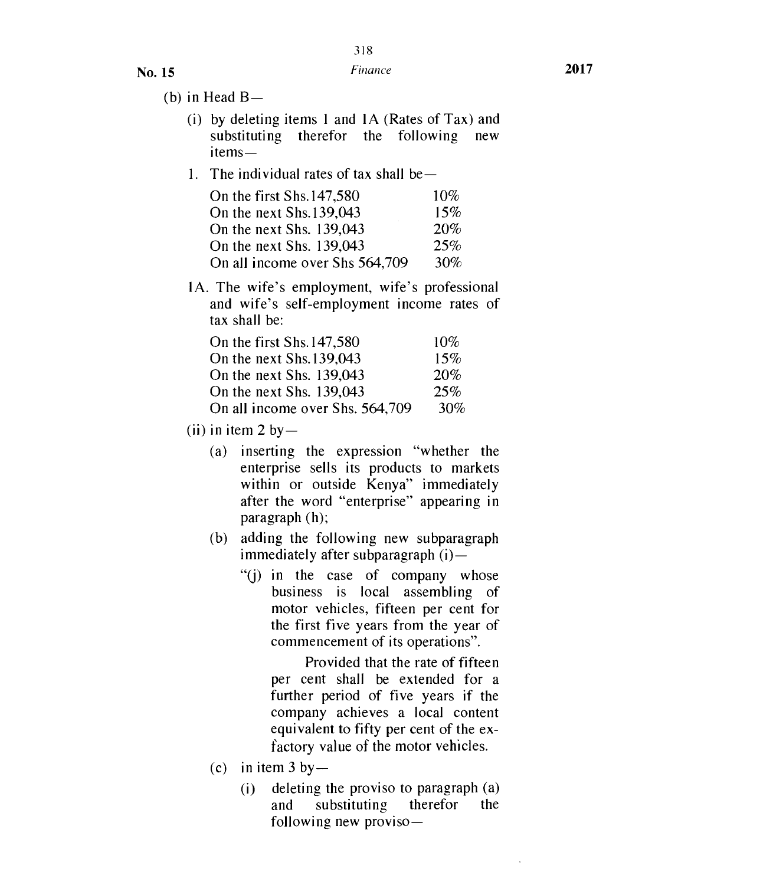(b) in Head B—

(i) by deleting items 1 and 1A (Rates of Tax) and substituting therefor the following new items—

1. The individual rates of tax shall be—

| | |
|---|---|
| On the first Shs.147,580 | 10% |
| On the next Shs.139,043 | 15% |
| On the next Shs. 139,043 | 20% |
| On the next Shs. 139,043 | 25% |
| On all income over Shs 564,709 | 30% |

1A. The wife's employment, wife's professional and wife's self-employment income rates of tax shall be:

| | |
|---|---|
| On the first Shs.147,580 | 10% |
| On the next Shs.139,043 | 15% |
| On the next Shs. 139,043 | 20% |
| On the next Shs. 139,043 | 25% |
| On all income over Shs. 564,709 | 30% |

(ii) in item 2 by—

(a) inserting the expression "whether the enterprise sells its products to markets within or outside Kenya" immediately after the word "enterprise" appearing in paragraph (h);

(b) adding the following new subparagraph immediately after subparagraph (i)—

"(j) in the case of company whose business is local assembling of motor vehicles, fifteen per cent for the first five years from the year of commencement of its operations".

Provided that the rate of fifteen per cent shall be extended for a further period of five years if the company achieves a local content equivalent to fifty per cent of the ex-factory value of the motor vehicles.

(c) in item 3 by—

(i) deleting the proviso to paragraph (a) and substituting therefor the following new proviso—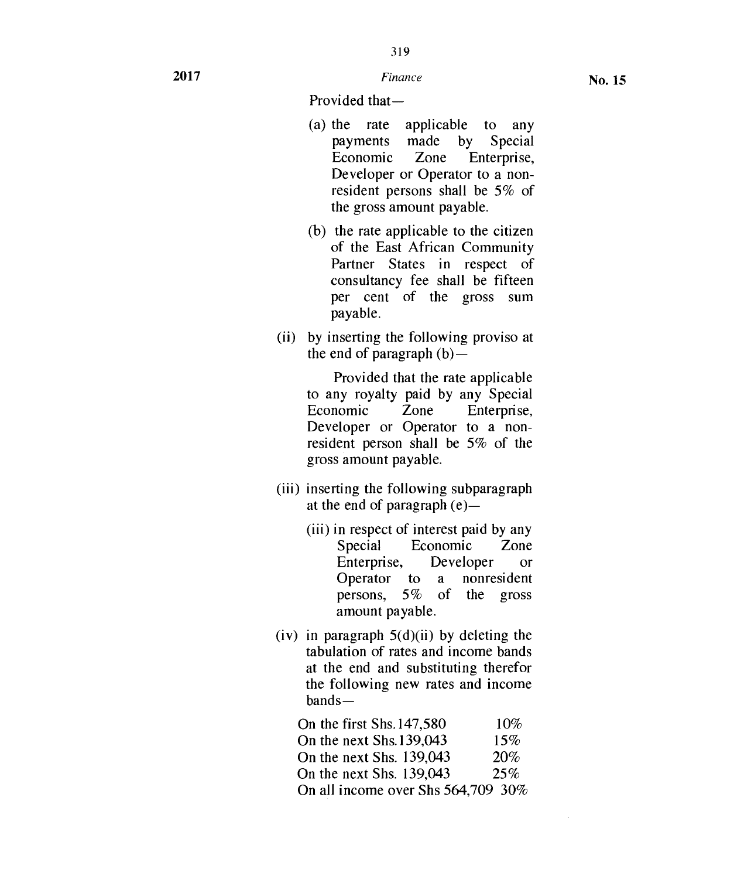Provided that—

(a) the rate applicable to any payments made by Special Economic Zone Enterprise, Developer or Operator to a non-resident persons shall be 5% of the gross amount payable.

(b) the rate applicable to the citizen of the East African Community Partner States in respect of consultancy fee shall be fifteen per cent of the gross sum payable.

(ii) by inserting the following proviso at the end of paragraph (b)—

Provided that the rate applicable to any royalty paid by any Special Economic Zone Enterprise, Developer or Operator to a non-resident person shall be 5% of the gross amount payable.

(iii) inserting the following subparagraph at the end of paragraph (e)—

(iii) in respect of interest paid by any Special Economic Zone Enterprise, Developer or Operator to a nonresident persons, 5% of the gross amount payable.

(iv) in paragraph 5(d)(ii) by deleting the tabulation of rates and income bands at the end and substituting therefor the following new rates and income bands—

| | |
|---|---|
| On the first Shs.147,580 | 10% |
| On the next Shs.139,043 | 15% |
| On the next Shs. 139,043 | 20% |
| On the next Shs. 139,043 | 25% |
| On all income over Shs 564,709 | 30% |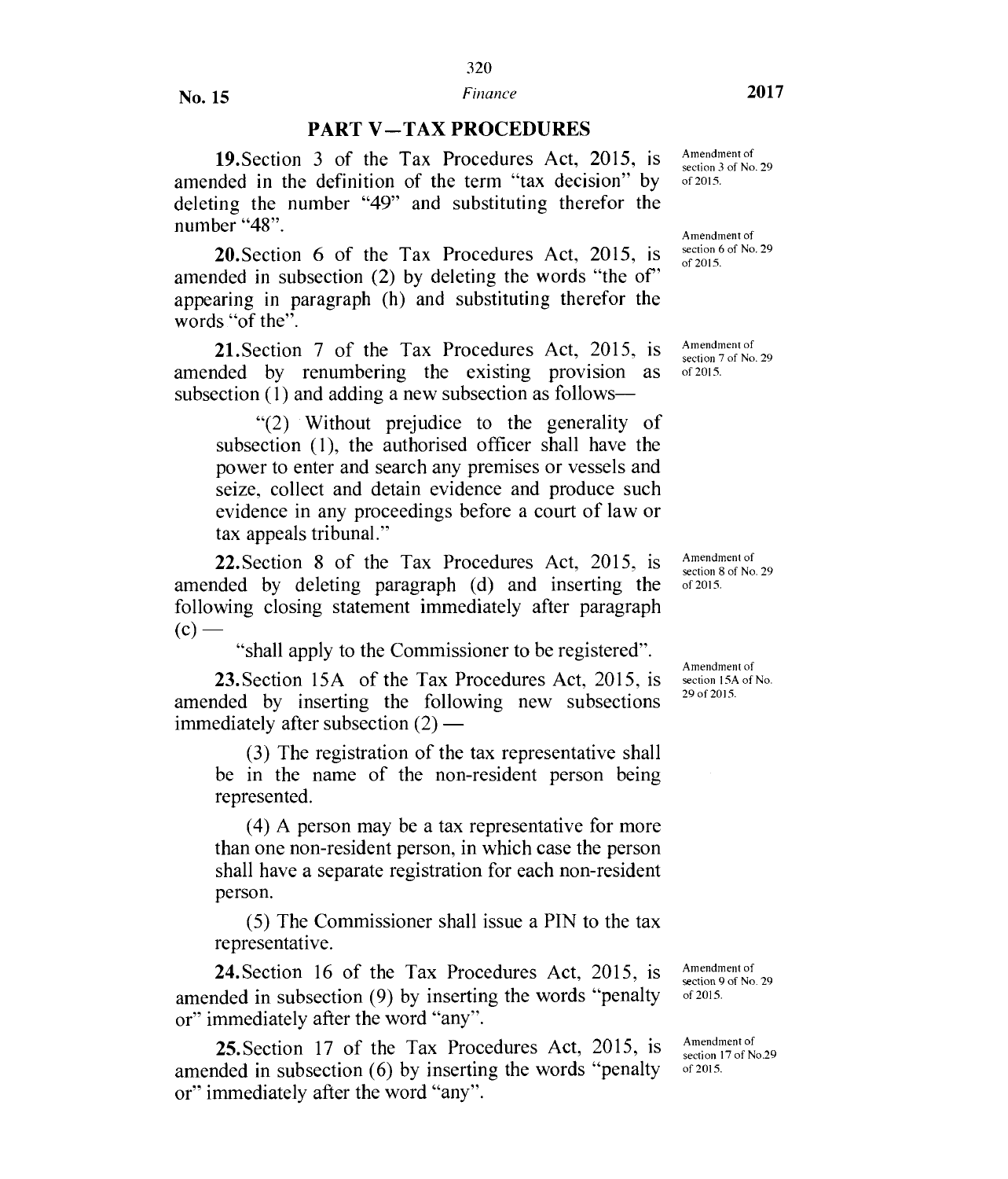## PART V—TAX PROCEDURES

**19.** Section 3 of the Tax Procedures Act, 2015, is amended in the definition of the term "tax decision" by deleting the number "49" and substituting therefor the number "48".

Amendment of section 3 of No. 29 of 2015.

**20.** Section 6 of the Tax Procedures Act, 2015, is amended in subsection (2) by deleting the words "the of" appearing in paragraph (h) and substituting therefor the words "of the".

Amendment of section 6 of No. 29 of 2015.

**21.** Section 7 of the Tax Procedures Act, 2015, is amended by renumbering the existing provision as subsection (1) and adding a new subsection as follows—

Amendment of section 7 of No. 29 of 2015.

> "(2) Without prejudice to the generality of subsection (1), the authorised officer shall have the power to enter and search any premises or vessels and seize, collect and detain evidence and produce such evidence in any proceedings before a court of law or tax appeals tribunal."

**22.** Section 8 of the Tax Procedures Act, 2015, is amended by deleting paragraph (d) and inserting the following closing statement immediately after paragraph (c) —

Amendment of section 8 of No. 29 of 2015.

> "shall apply to the Commissioner to be registered".

**23.** Section 15A of the Tax Procedures Act, 2015, is amended by inserting the following new subsections immediately after subsection (2) —

Amendment of section 15A of No. 29 of 2015.

> (3) The registration of the tax representative shall be in the name of the non-resident person being represented.
>
> (4) A person may be a tax representative for more than one non-resident person, in which case the person shall have a separate registration for each non-resident person.
>
> (5) The Commissioner shall issue a PIN to the tax representative.

**24.** Section 16 of the Tax Procedures Act, 2015, is amended in subsection (9) by inserting the words "penalty or" immediately after the word "any".

Amendment of section 9 of No. 29 of 2015.

**25.** Section 17 of the Tax Procedures Act, 2015, is amended in subsection (6) by inserting the words "penalty or" immediately after the word "any".

Amendment of section 17 of No.29 of 2015.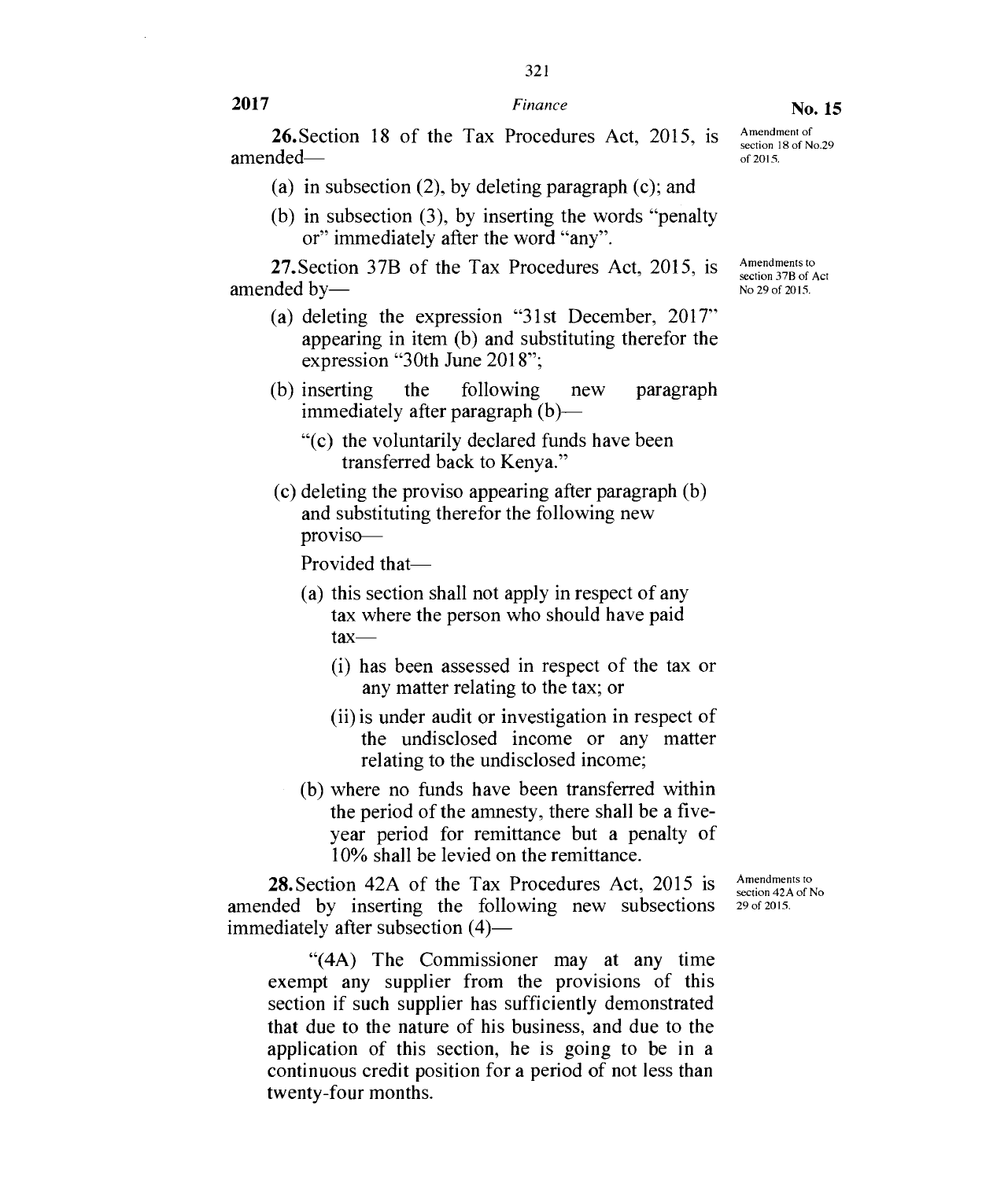**26.** Section 18 of the Tax Procedures Act, 2015, is amended—

Amendment of section 18 of No.29 of 2015.

(a) in subsection (2), by deleting paragraph (c); and

(b) in subsection (3), by inserting the words "penalty or" immediately after the word "any".

**27.** Section 37B of the Tax Procedures Act, 2015, is amended by—

Amendments to section 37B of Act No 29 of 2015.

(a) deleting the expression "31st December, 2017" appearing in item (b) and substituting therefor the expression "30th June 2018";

(b) inserting the following new paragraph immediately after paragraph (b)—

"(c) the voluntarily declared funds have been transferred back to Kenya."

(c) deleting the proviso appearing after paragraph (b) and substituting therefor the following new proviso—

Provided that—

(a) this section shall not apply in respect of any tax where the person who should have paid tax—

(i) has been assessed in respect of the tax or any matter relating to the tax; or

(ii) is under audit or investigation in respect of the undisclosed income or any matter relating to the undisclosed income;

(b) where no funds have been transferred within the period of the amnesty, there shall be a five-year period for remittance but a penalty of 10% shall be levied on the remittance.

**28.** Section 42A of the Tax Procedures Act, 2015 is amended by inserting the following new subsections immediately after subsection (4)—

Amendments to section 42A of No 29 of 2015.

"(4A) The Commissioner may at any time exempt any supplier from the provisions of this section if such supplier has sufficiently demonstrated that due to the nature of his business, and due to the application of this section, he is going to be in a continuous credit position for a period of not less than twenty-four months.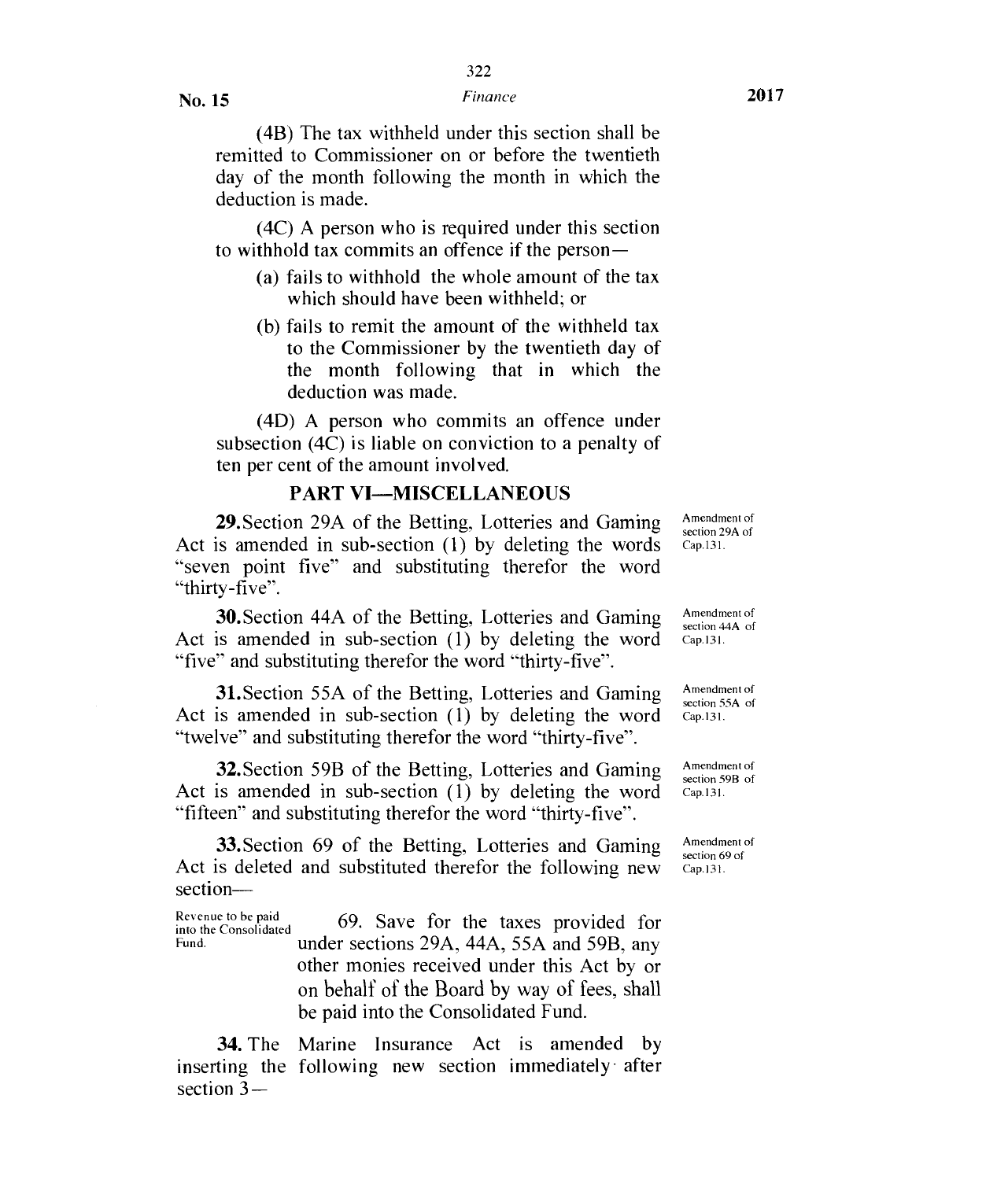(4B) The tax withheld under this section shall be remitted to Commissioner on or before the twentieth day of the month following the month in which the deduction is made.

(4C) A person who is required under this section to withhold tax commits an offence if the person—

(a) fails to withhold the whole amount of the tax which should have been withheld; or

(b) fails to remit the amount of the withheld tax to the Commissioner by the twentieth day of the month following that in which the deduction was made.

(4D) A person who commits an offence under subsection (4C) is liable on conviction to a penalty of ten per cent of the amount involved.

## PART VI—MISCELLANEOUS

Amendment of section 29A of Cap.131.

**29.** Section 29A of the Betting, Lotteries and Gaming Act is amended in sub-section (1) by deleting the words "seven point five" and substituting therefor the word "thirty-five".

Amendment of section 44A of Cap.131.

**30.** Section 44A of the Betting, Lotteries and Gaming Act is amended in sub-section (1) by deleting the word "five" and substituting therefor the word "thirty-five".

Amendment of section 55A of Cap.131.

**31.** Section 55A of the Betting, Lotteries and Gaming Act is amended in sub-section (1) by deleting the word "twelve" and substituting therefor the word "thirty-five".

Amendment of section 59B of Cap.131.

**32.** Section 59B of the Betting, Lotteries and Gaming Act is amended in sub-section (1) by deleting the word "fifteen" and substituting therefor the word "thirty-five".

Amendment of section 69 of Cap.131.

**33.** Section 69 of the Betting, Lotteries and Gaming Act is deleted and substituted therefor the following new section—

Revenue to be paid into the Consolidated Fund.

69. Save for the taxes provided for under sections 29A, 44A, 55A and 59B, any other monies received under this Act by or on behalf of the Board by way of fees, shall be paid into the Consolidated Fund.

**34.** The Marine Insurance Act is amended by inserting the following new section immediately after section 3—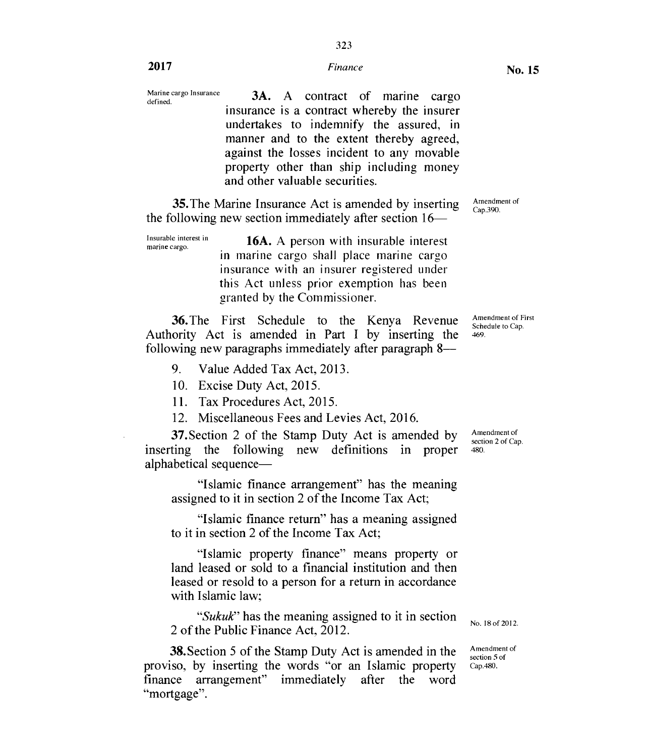Marine cargo Insurance defined.

> **3A.** A contract of marine cargo insurance is a contract whereby the insurer undertakes to indemnify the assured, in manner and to the extent thereby agreed, against the losses incident to any movable property other than ship including money and other valuable securities.

**35.** The Marine Insurance Act is amended by inserting the following new section immediately after section 16—

Amendment of Cap.390.

Insurable interest in marine cargo.

> **16A.** A person with insurable interest in marine cargo shall place marine cargo insurance with an insurer registered under this Act unless prior exemption has been granted by the Commissioner.

**36.** The First Schedule to the Kenya Revenue Authority Act is amended in Part I by inserting the following new paragraphs immediately after paragraph 8—

Amendment of First Schedule to Cap. 469.

9. Value Added Tax Act, 2013.
10. Excise Duty Act, 2015.
11. Tax Procedures Act, 2015.
12. Miscellaneous Fees and Levies Act, 2016.

**37.** Section 2 of the Stamp Duty Act is amended by inserting the following new definitions in proper alphabetical sequence—

Amendment of section 2 of Cap. 480.

> "Islamic finance arrangement" has the meaning assigned to it in section 2 of the Income Tax Act;
>
> "Islamic finance return" has a meaning assigned to it in section 2 of the Income Tax Act;
>
> "Islamic property finance" means property or land leased or sold to a financial institution and then leased or resold to a person for a return in accordance with Islamic law;
>
> "*Sukuk*" has the meaning assigned to it in section 2 of the Public Finance Act, 2012.

No. 18 of 2012.

**38.** Section 5 of the Stamp Duty Act is amended in the proviso, by inserting the words "or an Islamic property finance arrangement" immediately after the word "mortgage".

Amendment of section 5 of Cap.480.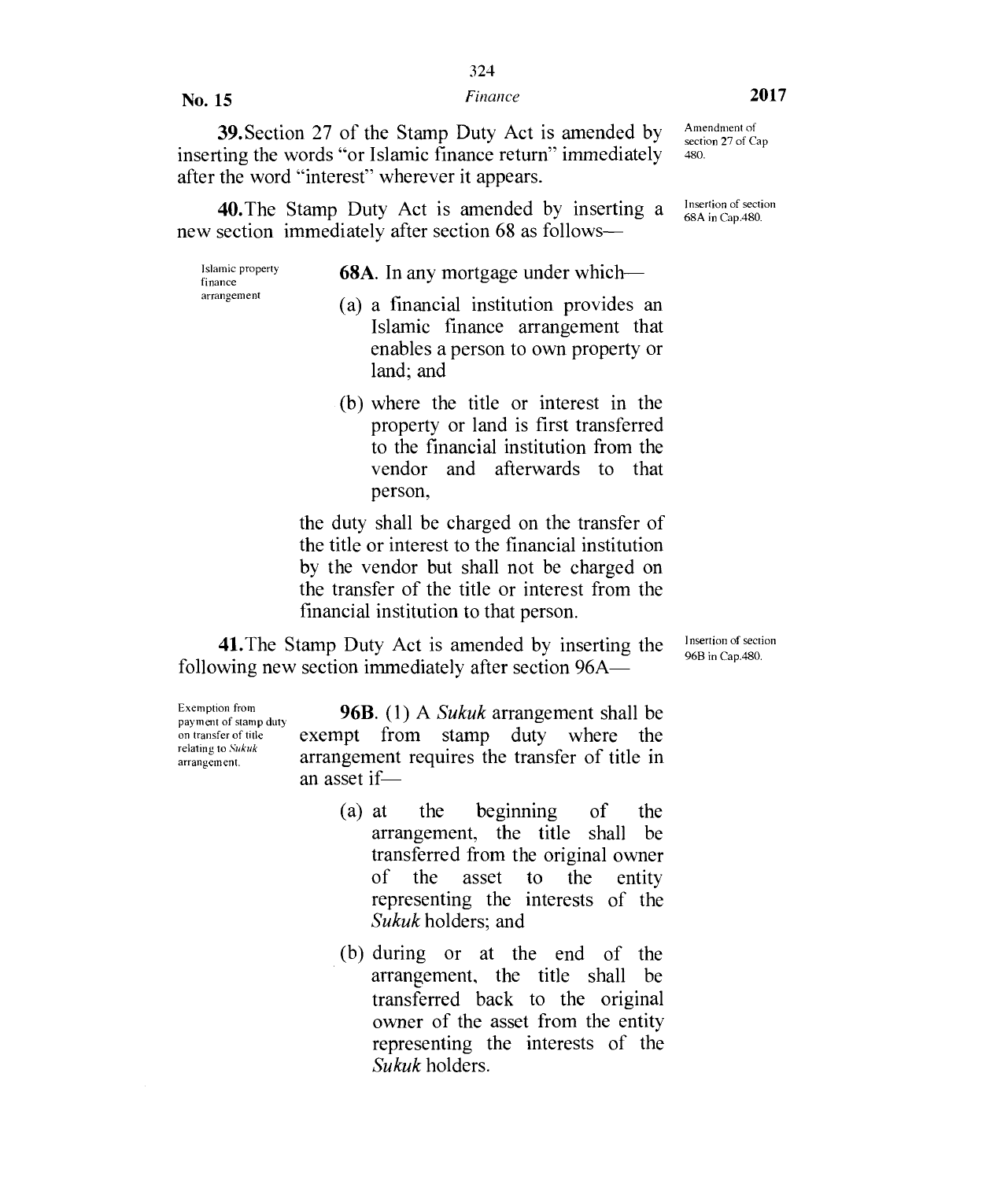**39.** Section 27 of the Stamp Duty Act is amended by inserting the words "or Islamic finance return" immediately after the word "interest" wherever it appears.

Amendment of section 27 of Cap 480.

**40.** The Stamp Duty Act is amended by inserting a new section immediately after section 68 as follows—

Insertion of section 68A in Cap.480.

Islamic property finance arrangement

**68A.** In any mortgage under which—

(a) a financial institution provides an Islamic finance arrangement that enables a person to own property or land; and

(b) where the title or interest in the property or land is first transferred to the financial institution from the vendor and afterwards to that person,

the duty shall be charged on the transfer of the title or interest to the financial institution by the vendor but shall not be charged on the transfer of the title or interest from the financial institution to that person.

**41.** The Stamp Duty Act is amended by inserting the following new section immediately after section 96A—

Insertion of section 96B in Cap.480.

Exemption from payment of stamp duty on transfer of title relating to *Sukuk* arrangement.

**96B.** (1) A *Sukuk* arrangement shall be exempt from stamp duty where the arrangement requires the transfer of title in an asset if—

(a) at the beginning of the arrangement, the title shall be transferred from the original owner of the asset to the entity representing the interests of the *Sukuk* holders; and

(b) during or at the end of the arrangement, the title shall be transferred back to the original owner of the asset from the entity representing the interests of the *Sukuk* holders.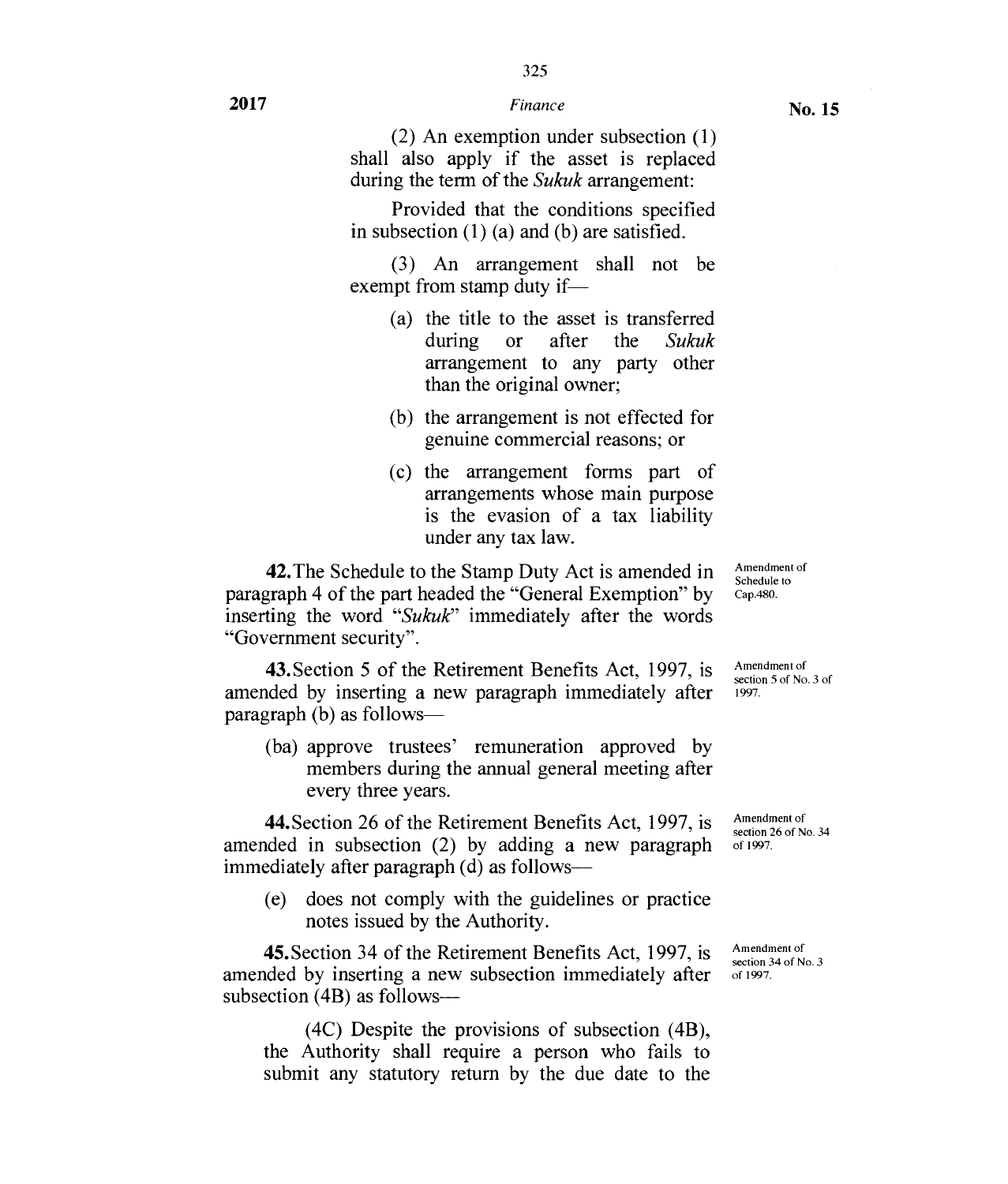(2) An exemption under subsection (1) shall also apply if the asset is replaced during the term of the *Sukuk* arrangement:

Provided that the conditions specified in subsection (1) (a) and (b) are satisfied.

(3) An arrangement shall not be exempt from stamp duty if—

(a) the title to the asset is transferred during or after the *Sukuk* arrangement to any party other than the original owner;

(b) the arrangement is not effected for genuine commercial reasons; or

(c) the arrangement forms part of arrangements whose main purpose is the evasion of a tax liability under any tax law.

Amendment of Schedule to Cap.480.

**42.** The Schedule to the Stamp Duty Act is amended in paragraph 4 of the part headed the "General Exemption" by inserting the word "*Sukuk*" immediately after the words "Government security".

Amendment of section 5 of No. 3 of 1997.

**43.** Section 5 of the Retirement Benefits Act, 1997, is amended by inserting a new paragraph immediately after paragraph (b) as follows—

(ba) approve trustees' remuneration approved by members during the annual general meeting after every three years.

Amendment of section 26 of No. 34 of 1997.

**44.** Section 26 of the Retirement Benefits Act, 1997, is amended in subsection (2) by adding a new paragraph immediately after paragraph (d) as follows—

(e) does not comply with the guidelines or practice notes issued by the Authority.

Amendment of section 34 of No. 3 of 1997.

**45.** Section 34 of the Retirement Benefits Act, 1997, is amended by inserting a new subsection immediately after subsection (4B) as follows—

(4C) Despite the provisions of subsection (4B), the Authority shall require a person who fails to submit any statutory return by the due date to the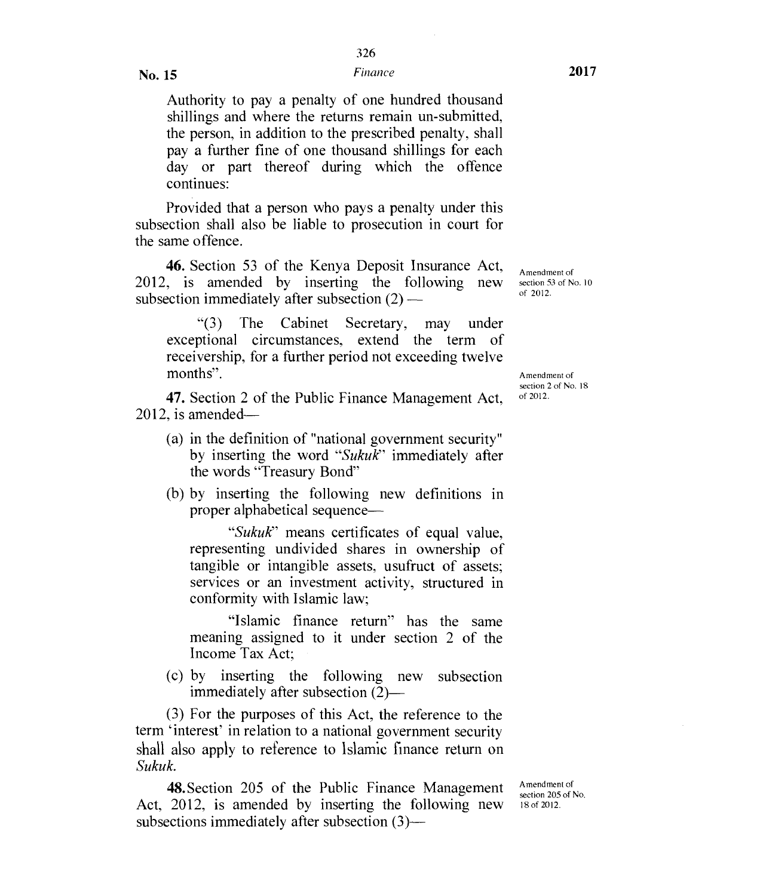Authority to pay a penalty of one hundred thousand shillings and where the returns remain un-submitted, the person, in addition to the prescribed penalty, shall pay a further fine of one thousand shillings for each day or part thereof during which the offence continues:

Provided that a person who pays a penalty under this subsection shall also be liable to prosecution in court for the same offence.

Amendment of section 53 of No. 10 of 2012.

**46.** Section 53 of the Kenya Deposit Insurance Act, 2012, is amended by inserting the following new subsection immediately after subsection (2) —

"(3) The Cabinet Secretary, may under exceptional circumstances, extend the term of receivership, for a further period not exceeding twelve months".

Amendment of section 2 of No. 18 of 2012.

**47.** Section 2 of the Public Finance Management Act, 2012, is amended—

(a) in the definition of "national government security" by inserting the word "*Sukuk*" immediately after the words "Treasury Bond"

(b) by inserting the following new definitions in proper alphabetical sequence—

"*Sukuk*" means certificates of equal value, representing undivided shares in ownership of tangible or intangible assets, usufruct of assets; services or an investment activity, structured in conformity with Islamic law;

"Islamic finance return" has the same meaning assigned to it under section 2 of the Income Tax Act;

(c) by inserting the following new subsection immediately after subsection (2)—

(3) For the purposes of this Act, the reference to the term 'interest' in relation to a national government security shall also apply to reference to Islamic finance return on *Sukuk*.

Amendment of section 205 of No. 18 of 2012.

**48.** Section 205 of the Public Finance Management Act, 2012, is amended by inserting the following new subsections immediately after subsection (3)—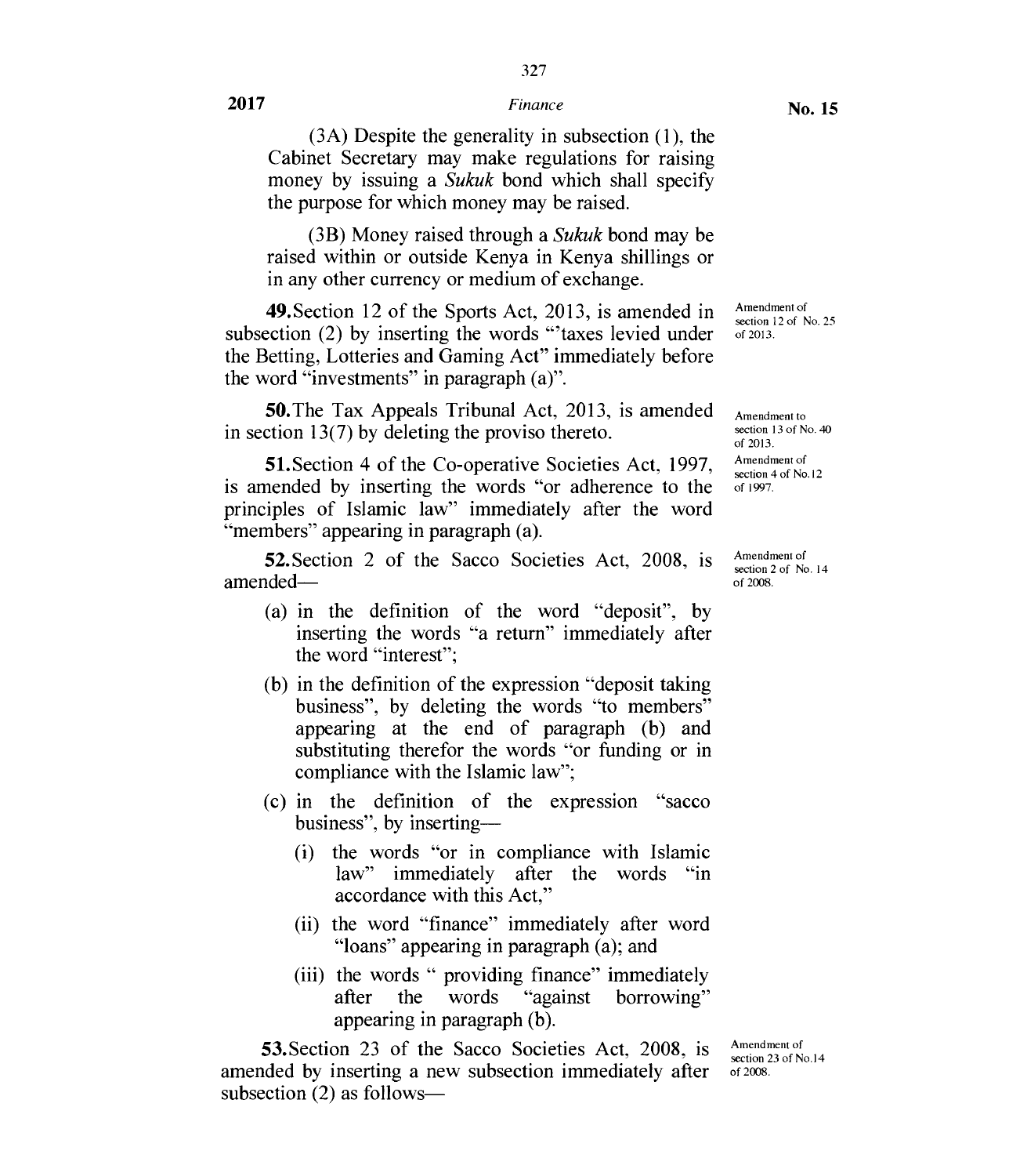(3A) Despite the generality in subsection (1), the Cabinet Secretary may make regulations for raising money by issuing a *Sukuk* bond which shall specify the purpose for which money may be raised.

(3B) Money raised through a *Sukuk* bond may be raised within or outside Kenya in Kenya shillings or in any other currency or medium of exchange.

Amendment of section 12 of No. 25 of 2013.

**49.** Section 12 of the Sports Act, 2013, is amended in subsection (2) by inserting the words "'taxes levied under the Betting, Lotteries and Gaming Act" immediately before the word "investments" in paragraph (a)".

Amendment to section 13 of No. 40 of 2013.

**50.** The Tax Appeals Tribunal Act, 2013, is amended in section 13(7) by deleting the proviso thereto.

Amendment of section 4 of No.12 of 1997.

**51.** Section 4 of the Co-operative Societies Act, 1997, is amended by inserting the words "or adherence to the principles of Islamic law" immediately after the word "members" appearing in paragraph (a).

Amendment of section 2 of No. 14 of 2008.

**52.** Section 2 of the Sacco Societies Act, 2008, is amended—

(a) in the definition of the word "deposit", by inserting the words "a return" immediately after the word "interest";

(b) in the definition of the expression "deposit taking business", by deleting the words "to members" appearing at the end of paragraph (b) and substituting therefor the words "or funding or in compliance with the Islamic law";

(c) in the definition of the expression "sacco business", by inserting—

(i) the words "or in compliance with Islamic law" immediately after the words "in accordance with this Act,"

(ii) the word "finance" immediately after word "loans" appearing in paragraph (a); and

(iii) the words " providing finance" immediately after the words "against borrowing" appearing in paragraph (b).

Amendment of section 23 of No.14 of 2008.

**53.** Section 23 of the Sacco Societies Act, 2008, is amended by inserting a new subsection immediately after subsection (2) as follows—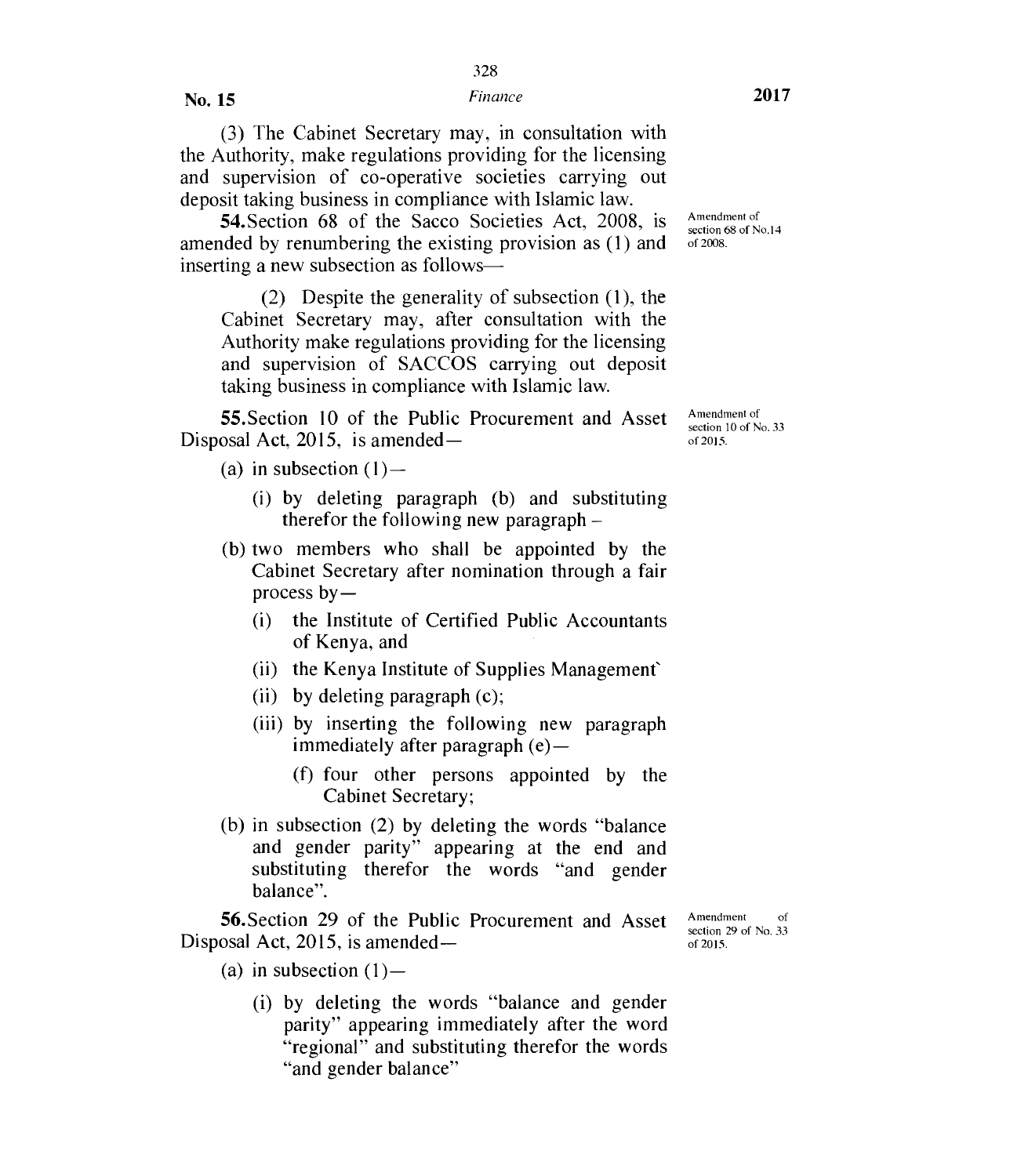(3) The Cabinet Secretary may, in consultation with the Authority, make regulations providing for the licensing and supervision of co-operative societies carrying out deposit taking business in compliance with Islamic law.

**54.** Section 68 of the Sacco Societies Act, 2008, is amended by renumbering the existing provision as (1) and inserting a new subsection as follows—

Amendment of section 68 of No.14 of 2008.

> (2) Despite the generality of subsection (1), the Cabinet Secretary may, after consultation with the Authority make regulations providing for the licensing and supervision of SACCOS carrying out deposit taking business in compliance with Islamic law.

**55.** Section 10 of the Public Procurement and Asset Disposal Act, 2015, is amended—

Amendment of section 10 of No. 33 of 2015.

(a) in subsection (1)—

(i) by deleting paragraph (b) and substituting therefor the following new paragraph –

(b) two members who shall be appointed by the Cabinet Secretary after nomination through a fair process by—

(i) the Institute of Certified Public Accountants of Kenya, and

(ii) the Kenya Institute of Supplies Management`

(ii) by deleting paragraph (c);

(iii) by inserting the following new paragraph immediately after paragraph (e)—

(f) four other persons appointed by the Cabinet Secretary;

(b) in subsection (2) by deleting the words "balance and gender parity" appearing at the end and substituting therefor the words "and gender balance".

**56.** Section 29 of the Public Procurement and Asset Disposal Act, 2015, is amended—

Amendment of section 29 of No. 33 of 2015.

(a) in subsection (1)—

(i) by deleting the words "balance and gender parity" appearing immediately after the word "regional" and substituting therefor the words "and gender balance"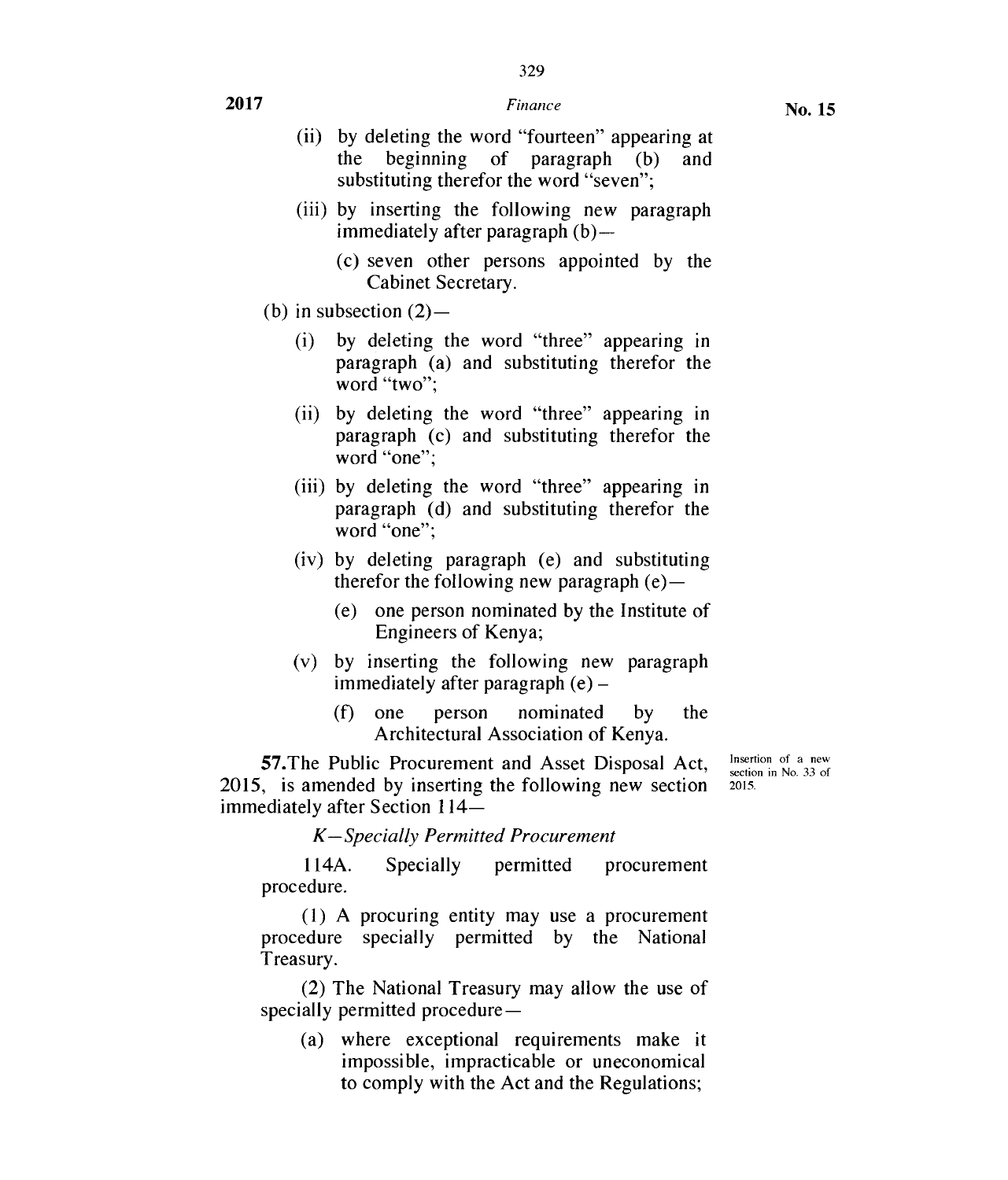(ii) by deleting the word "fourteen" appearing at the beginning of paragraph (b) and substituting therefor the word "seven";

(iii) by inserting the following new paragraph immediately after paragraph (b)—

(c) seven other persons appointed by the Cabinet Secretary.

(b) in subsection (2)—

(i) by deleting the word "three" appearing in paragraph (a) and substituting therefor the word "two";

(ii) by deleting the word "three" appearing in paragraph (c) and substituting therefor the word "one";

(iii) by deleting the word "three" appearing in paragraph (d) and substituting therefor the word "one";

(iv) by deleting paragraph (e) and substituting therefor the following new paragraph (e)—

(e) one person nominated by the Institute of Engineers of Kenya;

(v) by inserting the following new paragraph immediately after paragraph (e) –

(f) one person nominated by the Architectural Association of Kenya.

Insertion of a new section in No. 33 of 2015.

**57.** The Public Procurement and Asset Disposal Act, 2015, is amended by inserting the following new section immediately after Section 114—

*K—Specially Permitted Procurement*

114A. Specially permitted procurement procedure.

(1) A procuring entity may use a procurement procedure specially permitted by the National Treasury.

(2) The National Treasury may allow the use of specially permitted procedure—

(a) where exceptional requirements make it impossible, impracticable or uneconomical to comply with the Act and the Regulations;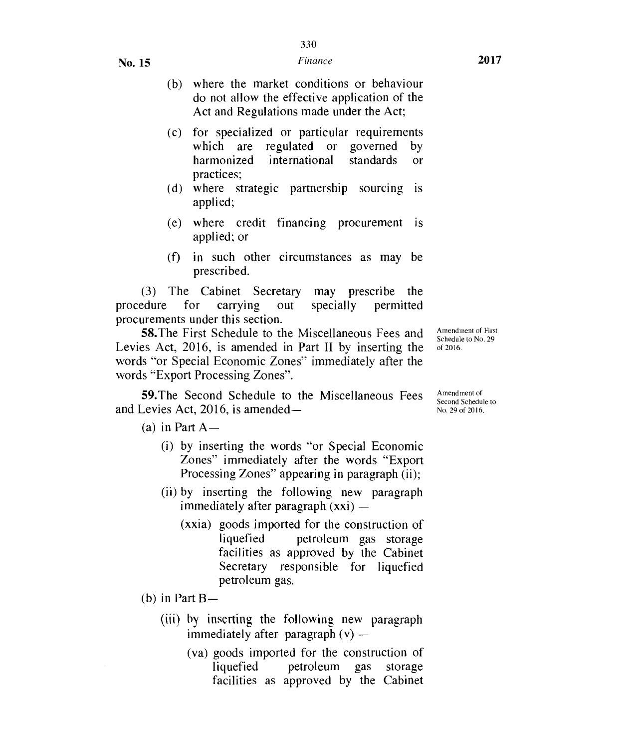(b) where the market conditions or behaviour do not allow the effective application of the Act and Regulations made under the Act;

(c) for specialized or particular requirements which are regulated or governed by harmonized international standards or practices;

(d) where strategic partnership sourcing is applied;

(e) where credit financing procurement is applied; or

(f) in such other circumstances as may be prescribed.

(3) The Cabinet Secretary may prescribe the procedure for carrying out specially permitted procurements under this section.

Amendment of First Schedule to No. 29 of 2016.

**58.** The First Schedule to the Miscellaneous Fees and Levies Act, 2016, is amended in Part II by inserting the words "or Special Economic Zones" immediately after the words "Export Processing Zones".

Amendment of Second Schedule to No. 29 of 2016.

**59.** The Second Schedule to the Miscellaneous Fees and Levies Act, 2016, is amended—

(a) in Part A—

(i) by inserting the words "or Special Economic Zones" immediately after the words "Export Processing Zones" appearing in paragraph (ii);

(ii) by inserting the following new paragraph immediately after paragraph (xxi) —

(xxia) goods imported for the construction of liquefied petroleum gas storage facilities as approved by the Cabinet Secretary responsible for liquefied petroleum gas.

(b) in Part B—

(iii) by inserting the following new paragraph immediately after paragraph (v) —

(va) goods imported for the construction of liquefied petroleum gas storage facilities as approved by the Cabinet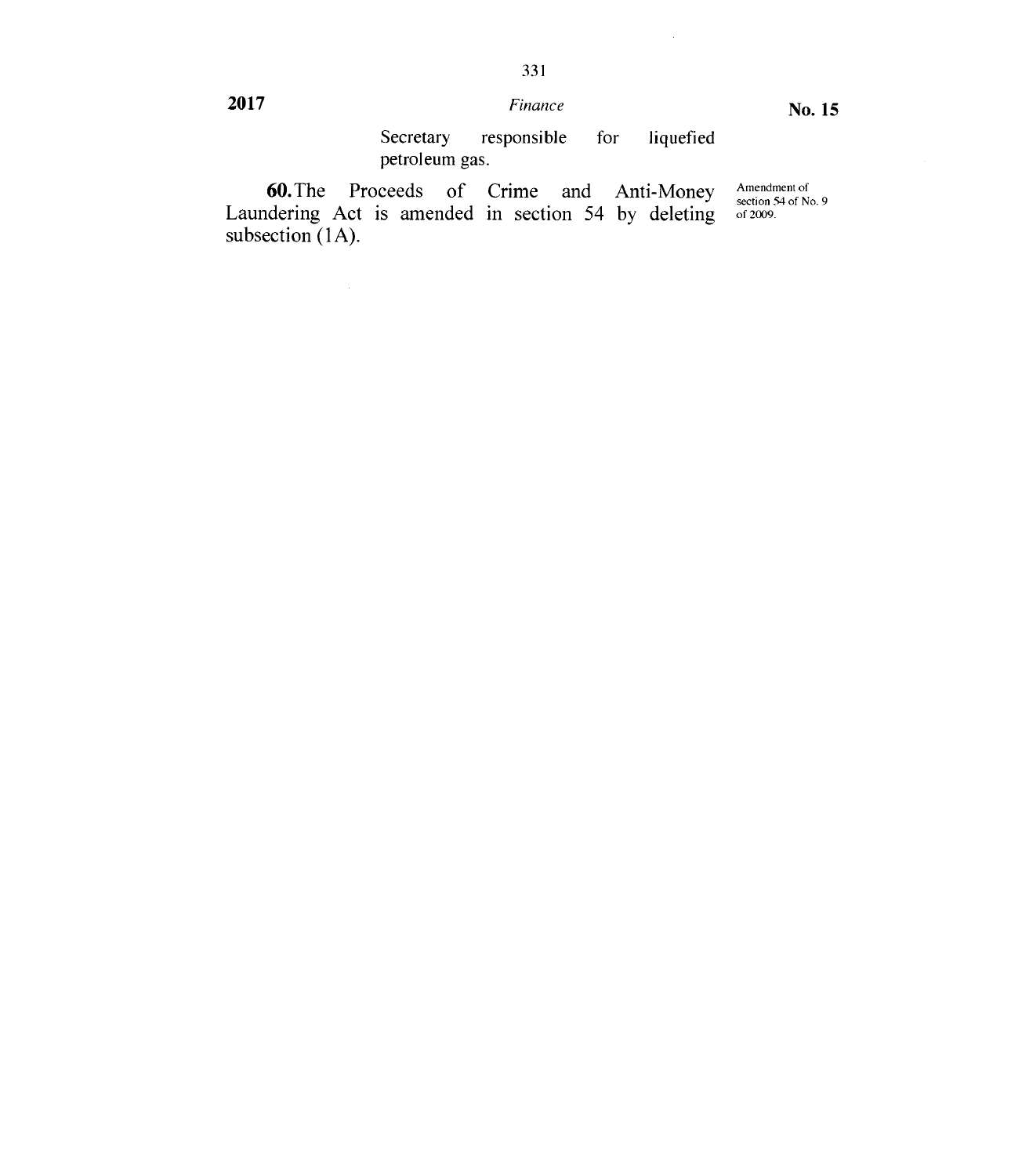Secretary responsible for liquefied petroleum gas.

**60.** The Proceeds of Crime and Anti-Money Laundering Act is amended in section 54 by deleting subsection (1A).

Amendment of section 54 of No. 9 of 2009.